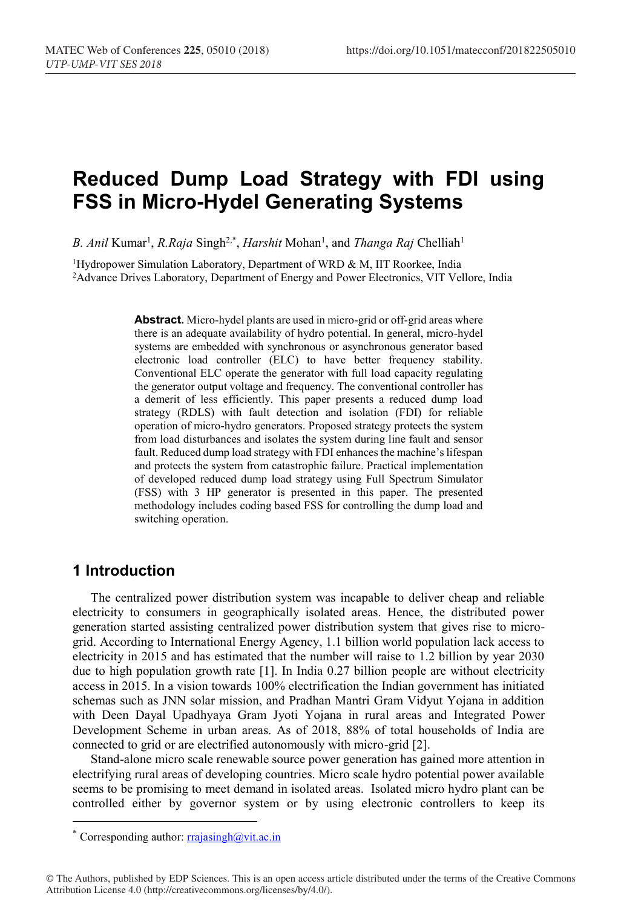# Reduced Dump Load Strategy with FDI using FSS in Micro-Hydel Generating Systems

*B. Anil* Kumar[1], *R.Raja* Singh[2,*], *Harshit* Mohan[1], and *Thanga Raj* Chelliah[1]

[1]Hydropower Simulation Laboratory, Department of WRD & M, IIT Roorkee, India
[2]Advance Drives Laboratory, Department of Energy and Power Electronics, VIT Vellore, India

**Abstract.** Micro-hydel plants are used in micro-grid or off-grid areas where there is an adequate availability of hydro potential. In general, micro-hydel systems are embedded with synchronous or asynchronous generator based electronic load controller (ELC) to have better frequency stability. Conventional ELC operate the generator with full load capacity regulating the generator output voltage and frequency. The conventional controller has a demerit of less efficiently. This paper presents a reduced dump load strategy (RDLS) with fault detection and isolation (FDI) for reliable operation of micro-hydro generators. Proposed strategy protects the system from load disturbances and isolates the system during line fault and sensor fault. Reduced dump load strategy with FDI enhances the machine's lifespan and protects the system from catastrophic failure. Practical implementation of developed reduced dump load strategy using Full Spectrum Simulator (FSS) with 3 HP generator is presented in this paper. The presented methodology includes coding based FSS for controlling the dump load and switching operation.

## 1 Introduction

The centralized power distribution system was incapable to deliver cheap and reliable electricity to consumers in geographically isolated areas. Hence, the distributed power generation started assisting centralized power distribution system that gives rise to micro-grid. According to International Energy Agency, 1.1 billion world population lack access to electricity in 2015 and has estimated that the number will raise to 1.2 billion by year 2030 due to high population growth rate [1]. In India 0.27 billion people are without electricity access in 2015. In a vision towards 100% electrification the Indian government has initiated schemas such as JNN solar mission, and Pradhan Mantri Gram Vidyut Yojana in addition with Deen Dayal Upadhyaya Gram Jyoti Yojana in rural areas and Integrated Power Development Scheme in urban areas. As of 2018, 88% of total households of India are connected to grid or are electrified autonomously with micro-grid [2].

Stand-alone micro scale renewable source power generation has gained more attention in electrifying rural areas of developing countries. Micro scale hydro potential power available seems to be promising to meet demand in isolated areas. Isolated micro hydro plant can be controlled either by governor system or by using electronic controllers to keep its

* Corresponding author: rrajasingh@vit.ac.in

© The Authors, published by EDP Sciences. This is an open access article distributed under the terms of the Creative Commons Attribution License 4.0 (http://creativecommons.org/licenses/by/4.0/).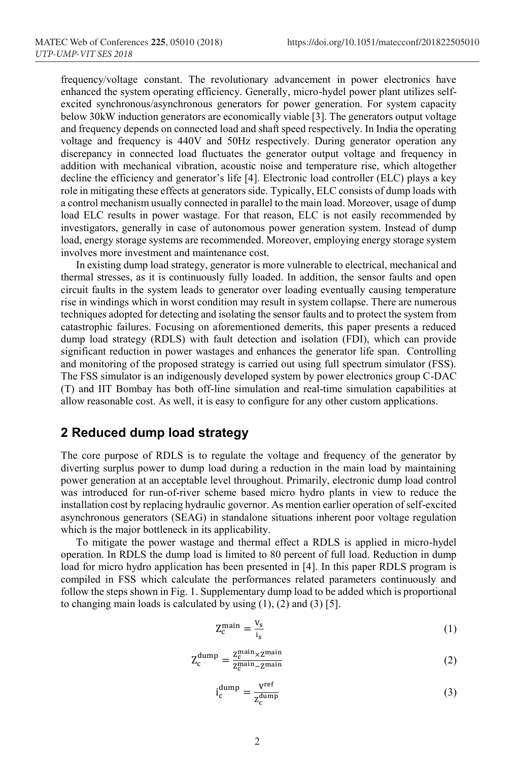frequency/voltage constant. The revolutionary advancement in power electronics have enhanced the system operating efficiency. Generally, micro-hydel power plant utilizes self-excited synchronous/asynchronous generators for power generation. For system capacity below 30kW induction generators are economically viable [3]. The generators output voltage and frequency depends on connected load and shaft speed respectively. In India the operating voltage and frequency is 440V and 50Hz respectively. During generator operation any discrepancy in connected load fluctuates the generator output voltage and frequency in addition with mechanical vibration, acoustic noise and temperature rise, which altogether decline the efficiency and generator's life [4]. Electronic load controller (ELC) plays a key role in mitigating these effects at generators side. Typically, ELC consists of dump loads with a control mechanism usually connected in parallel to the main load. Moreover, usage of dump load ELC results in power wastage. For that reason, ELC is not easily recommended by investigators, generally in case of autonomous power generation system. Instead of dump load, energy storage systems are recommended. Moreover, employing energy storage system involves more investment and maintenance cost.

In existing dump load strategy, generator is more vulnerable to electrical, mechanical and thermal stresses, as it is continuously fully loaded. In addition, the sensor faults and open circuit faults in the system leads to generator over loading eventually causing temperature rise in windings which in worst condition may result in system collapse. There are numerous techniques adopted for detecting and isolating the sensor faults and to protect the system from catastrophic failures. Focusing on aforementioned demerits, this paper presents a reduced dump load strategy (RDLS) with fault detection and isolation (FDI), which can provide significant reduction in power wastages and enhances the generator life span. Controlling and monitoring of the proposed strategy is carried out using full spectrum simulator (FSS). The FSS simulator is an indigenously developed system by power electronics group C-DAC (T) and IIT Bombay has both off-line simulation and real-time simulation capabilities at allow reasonable cost. As well, it is easy to configure for any other custom applications.

## 2 Reduced dump load strategy

The core purpose of RDLS is to regulate the voltage and frequency of the generator by diverting surplus power to dump load during a reduction in the main load by maintaining power generation at an acceptable level throughout. Primarily, electronic dump load control was introduced for run-of-river scheme based micro hydro plants in view to reduce the installation cost by replacing hydraulic governor. As mention earlier operation of self-excited asynchronous generators (SEAG) in standalone situations inherent poor voltage regulation which is the major bottleneck in its applicability.

To mitigate the power wastage and thermal effect a RDLS is applied in micro-hydel operation. In RDLS the dump load is limited to 80 percent of full load. Reduction in dump load for micro hydro application has been presented in [4]. In this paper RDLS program is compiled in FSS which calculate the performances related parameters continuously and follow the steps shown in Fig. 1. Supplementary dump load to be added which is proportional to changing main loads is calculated by using (1), (2) and (3) [5].

$$Z_c^{main} = \frac{v_s}{i_s} \tag{1}$$

$$Z_c^{dump} = \frac{Z_c^{main} \times Z^{main}}{Z_c^{main} - Z^{main}} \tag{2}$$

$$i_c^{dump} = \frac{V^{ref}}{Z_c^{dump}} \tag{3}$$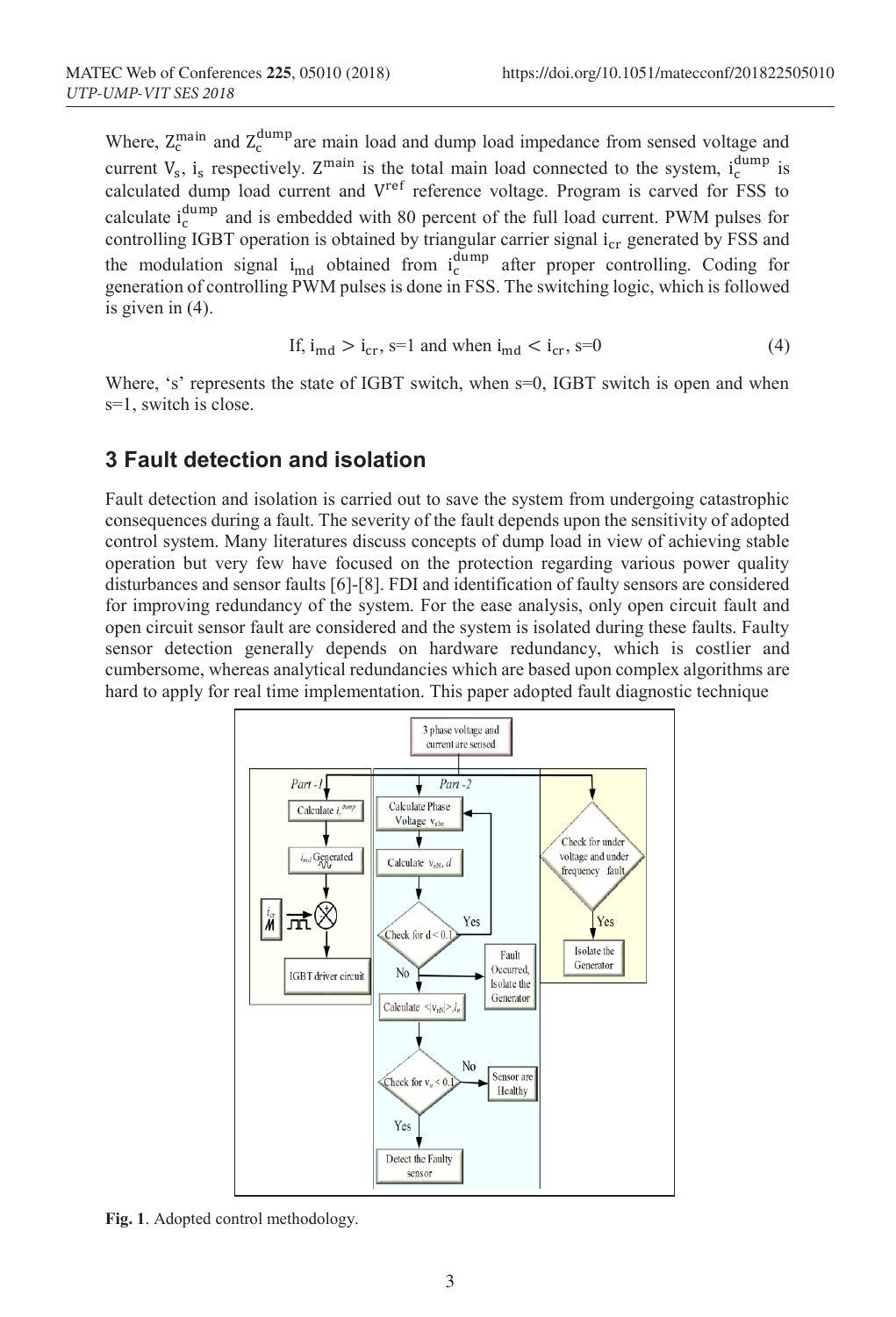Where, $Z_c^{main}$ and $Z_c^{dump}$ are main load and dump load impedance from sensed voltage and current $V_s$, $i_s$ respectively. $Z^{main}$ is the total main load connected to the system, $i_c^{dump}$ is calculated dump load current and $V^{ref}$ reference voltage. Program is carved for FSS to calculate $i_c^{dump}$ and is embedded with 80 percent of the full load current. PWM pulses for controlling IGBT operation is obtained by triangular carrier signal $i_{cr}$ generated by FSS and the modulation signal $i_{md}$ obtained from $i_c^{dump}$ after proper controlling. Coding for generation of controlling PWM pulses is done in FSS. The switching logic, which is followed is given in (4).

$$\text{If, } i_{md} > i_{cr}\text{, s=1 and when } i_{md} < i_{cr}\text{, s=0} \tag{4}$$

Where, 's' represents the state of IGBT switch, when s=0, IGBT switch is open and when s=1, switch is close.

## 3 Fault detection and isolation

Fault detection and isolation is carried out to save the system from undergoing catastrophic consequences during a fault. The severity of the fault depends upon the sensitivity of adopted control system. Many literatures discuss concepts of dump load in view of achieving stable operation but very few have focused on the protection regarding various power quality disturbances and sensor faults [6]-[8]. FDI and identification of faulty sensors are considered for improving redundancy of the system. For the ease analysis, only open circuit fault and open circuit sensor fault are considered and the system is isolated during these faults. Faulty sensor detection generally depends on hardware redundancy, which is costlier and cumbersome, whereas analytical redundancies which are based upon complex algorithms are hard to apply for real time implementation. This paper adopted fault diagnostic technique

**Fig. 1**. Adopted control methodology.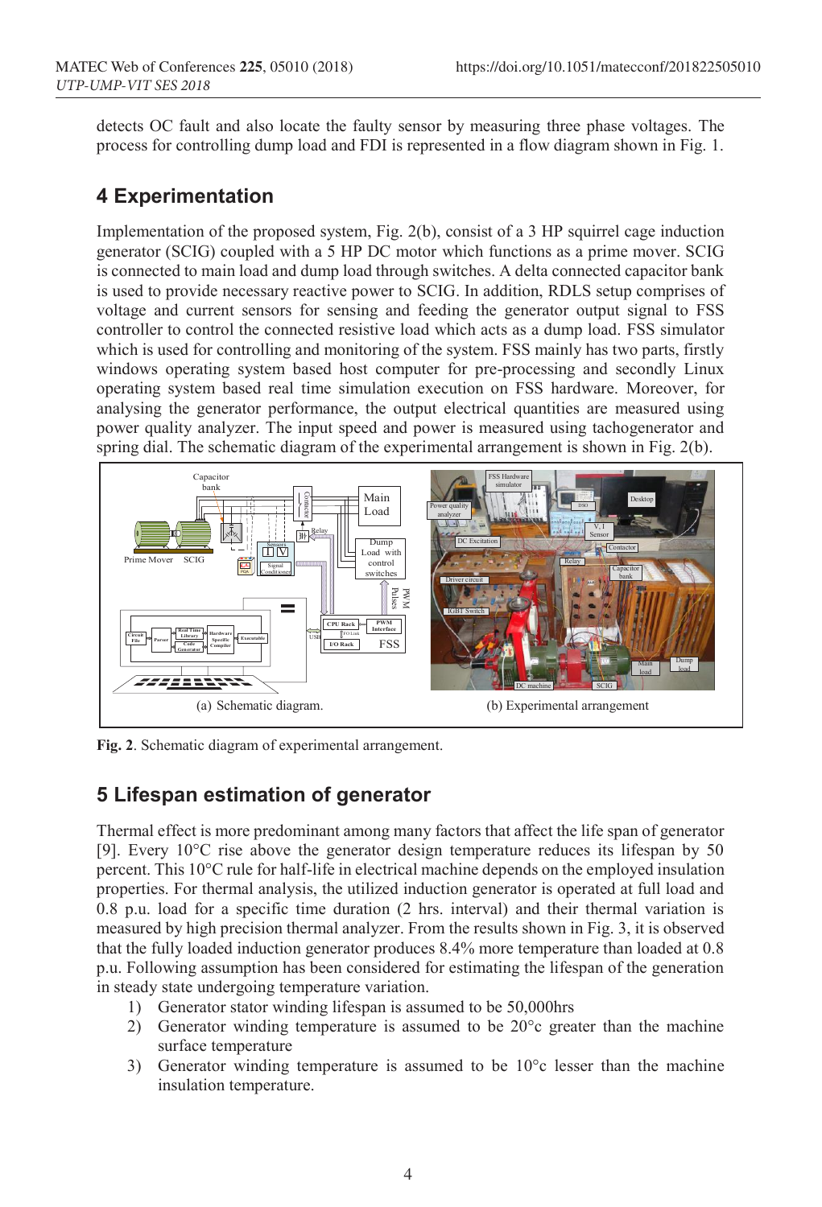detects OC fault and also locate the faulty sensor by measuring three phase voltages. The process for controlling dump load and FDI is represented in a flow diagram shown in Fig. 1.

## 4 Experimentation

Implementation of the proposed system, Fig. 2(b), consist of a 3 HP squirrel cage induction generator (SCIG) coupled with a 5 HP DC motor which functions as a prime mover. SCIG is connected to main load and dump load through switches. A delta connected capacitor bank is used to provide necessary reactive power to SCIG. In addition, RDLS setup comprises of voltage and current sensors for sensing and feeding the generator output signal to FSS controller to control the connected resistive load which acts as a dump load. FSS simulator which is used for controlling and monitoring of the system. FSS mainly has two parts, firstly windows operating system based host computer for pre-processing and secondly Linux operating system based real time simulation execution on FSS hardware. Moreover, for analysing the generator performance, the output electrical quantities are measured using power quality analyzer. The input speed and power is measured using tachogenerator and spring dial. The schematic diagram of the experimental arrangement is shown in Fig. 2(b).

(a) Schematic diagram.

(b) Experimental arrangement

**Fig. 2**. Schematic diagram of experimental arrangement.

## 5 Lifespan estimation of generator

Thermal effect is more predominant among many factors that affect the life span of generator [9]. Every 10°C rise above the generator design temperature reduces its lifespan by 50 percent. This 10°C rule for half-life in electrical machine depends on the employed insulation properties. For thermal analysis, the utilized induction generator is operated at full load and 0.8 p.u. load for a specific time duration (2 hrs. interval) and their thermal variation is measured by high precision thermal analyzer. From the results shown in Fig. 3, it is observed that the fully loaded induction generator produces 8.4% more temperature than loaded at 0.8 p.u. Following assumption has been considered for estimating the lifespan of the generation in steady state undergoing temperature variation.

1) Generator stator winding lifespan is assumed to be 50,000hrs
2) Generator winding temperature is assumed to be 20°c greater than the machine surface temperature
3) Generator winding temperature is assumed to be 10°c lesser than the machine insulation temperature.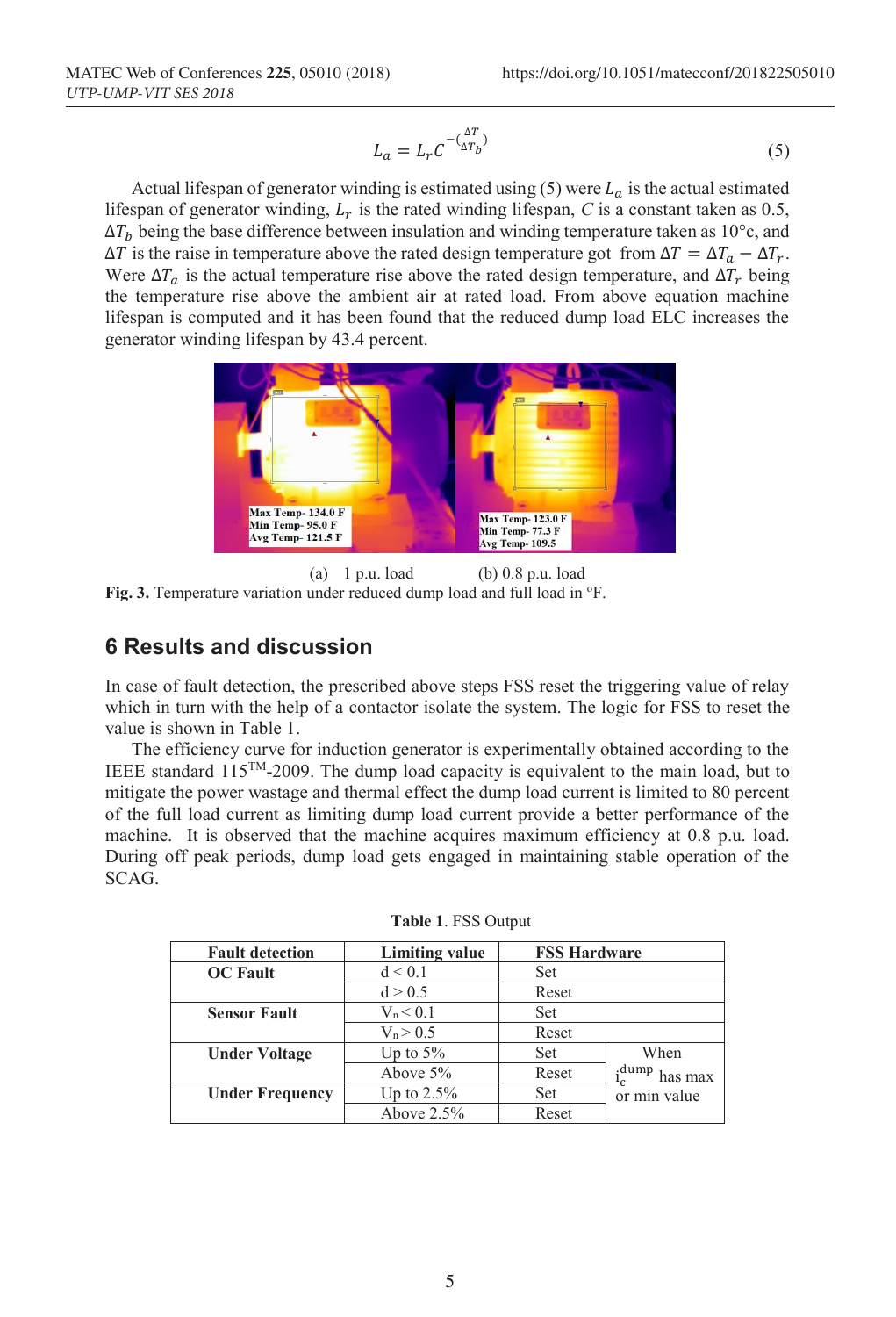$$L_a = L_r C^{-\left(\frac{\Delta T}{\Delta T_b}\right)} \tag{5}$$

Actual lifespan of generator winding is estimated using (5) were $L_a$ is the actual estimated lifespan of generator winding, $L_r$ is the rated winding lifespan, $C$ is a constant taken as 0.5, $\Delta T_b$ being the base difference between insulation and winding temperature taken as 10°c, and $\Delta T$ is the raise in temperature above the rated design temperature got from $\Delta T = \Delta T_a - \Delta T_r$. Were $\Delta T_a$ is the actual temperature rise above the rated design temperature, and $\Delta T_r$ being the temperature rise above the ambient air at rated load. From above equation machine lifespan is computed and it has been found that the reduced dump load ELC increases the generator winding lifespan by 43.4 percent.

(a) 1 p.u. load (b) 0.8 p.u. load

**Fig. 3.** Temperature variation under reduced dump load and full load in °F.

## 6 Results and discussion

In case of fault detection, the prescribed above steps FSS reset the triggering value of relay which in turn with the help of a contactor isolate the system. The logic for FSS to reset the value is shown in Table 1.

The efficiency curve for induction generator is experimentally obtained according to the IEEE standard 115TM-2009. The dump load capacity is equivalent to the main load, but to mitigate the power wastage and thermal effect the dump load current is limited to 80 percent of the full load current as limiting dump load current provide a better performance of the machine. It is observed that the machine acquires maximum efficiency at 0.8 p.u. load. During off peak periods, dump load gets engaged in maintaining stable operation of the SCAG.

**Table 1**. FSS Output

| Fault detection | Limiting value | FSS Hardware | |
|---|---|---|---|
| **OC Fault** | $d < 0.1$ | Set | |
| | $d > 0.5$ | Reset | |
| **Sensor Fault** | $V_n < 0.1$ | Set | |
| | $V_n > 0.5$ | Reset | |
| **Under Voltage** | Up to 5% | Set | When $i_c^{dump}$ has max or min value |
| | Above 5% | Reset | |
| **Under Frequency** | Up to 2.5% | Set | |
| | Above 2.5% | Reset | |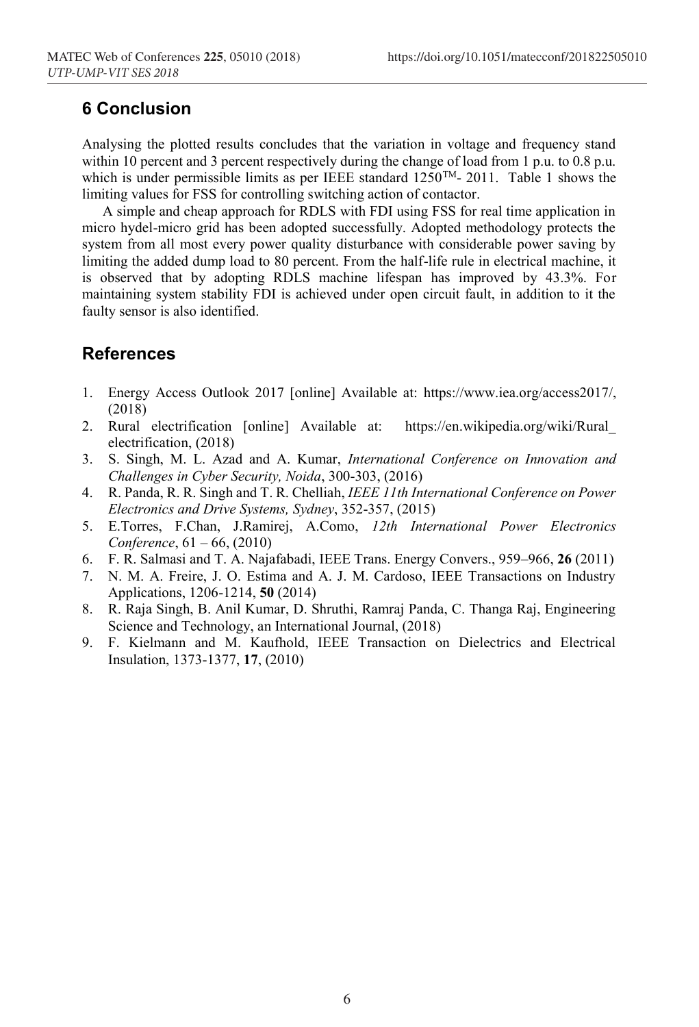## 6 Conclusion

Analysing the plotted results concludes that the variation in voltage and frequency stand within 10 percent and 3 percent respectively during the change of load from 1 p.u. to 0.8 p.u. which is under permissible limits as per IEEE standard $1250^{TM}$- 2011. Table 1 shows the limiting values for FSS for controlling switching action of contactor.

A simple and cheap approach for RDLS with FDI using FSS for real time application in micro hydel-micro grid has been adopted successfully. Adopted methodology protects the system from all most every power quality disturbance with considerable power saving by limiting the added dump load to 80 percent. From the half-life rule in electrical machine, it is observed that by adopting RDLS machine lifespan has improved by 43.3%. For maintaining system stability FDI is achieved under open circuit fault, in addition to it the faulty sensor is also identified.

## References

1. Energy Access Outlook 2017 [online] Available at: https://www.iea.org/access2017/, (2018)
2. Rural electrification [online] Available at: https://en.wikipedia.org/wiki/Rural_electrification, (2018)
3. S. Singh, M. L. Azad and A. Kumar, *International Conference on Innovation and Challenges in Cyber Security, Noida*, 300-303, (2016)
4. R. Panda, R. R. Singh and T. R. Chelliah, *IEEE 11th International Conference on Power Electronics and Drive Systems, Sydney*, 352-357, (2015)
5. E.Torres, F.Chan, J.Ramirej, A.Como, *12th International Power Electronics Conference*, 61 – 66, (2010)
6. F. R. Salmasi and T. A. Najafabadi, IEEE Trans. Energy Convers., 959–966, **26** (2011)
7. N. M. A. Freire, J. O. Estima and A. J. M. Cardoso, IEEE Transactions on Industry Applications, 1206-1214, **50** (2014)
8. R. Raja Singh, B. Anil Kumar, D. Shruthi, Ramraj Panda, C. Thanga Raj, Engineering Science and Technology, an International Journal, (2018)
9. F. Kielmann and M. Kaufhold, IEEE Transaction on Dielectrics and Electrical Insulation, 1373-1377, **17**, (2010)